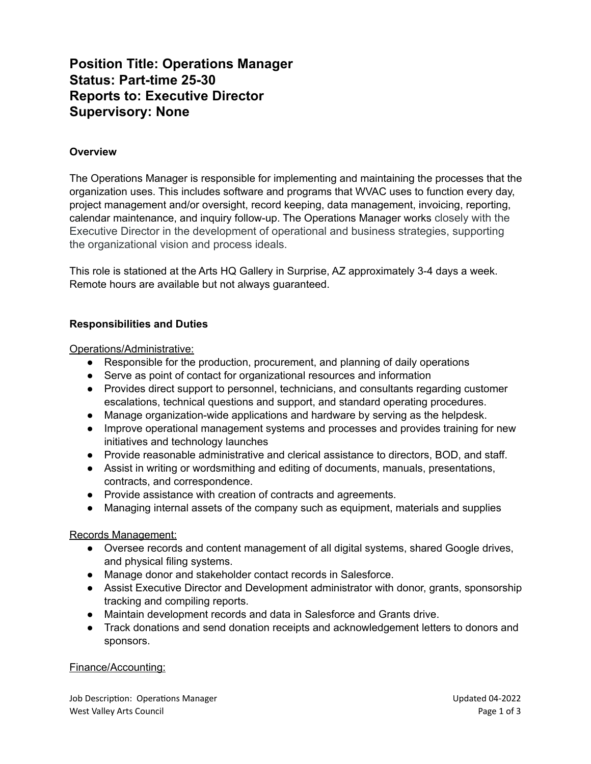# Position Title: Operations Manager
# Status: Part-time 25-30
# Reports to: Executive Director
# Supervisory: None

**Overview**

The Operations Manager is responsible for implementing and maintaining the processes that the organization uses. This includes software and programs that WVAC uses to function every day, project management and/or oversight, record keeping, data management, invoicing, reporting, calendar maintenance, and inquiry follow-up. The Operations Manager works closely with the Executive Director in the development of operational and business strategies, supporting the organizational vision and process ideals.

This role is stationed at the Arts HQ Gallery in Surprise, AZ approximately 3-4 days a week. Remote hours are available but not always guaranteed.

**Responsibilities and Duties**

Operations/Administrative:

- Responsible for the production, procurement, and planning of daily operations
- Serve as point of contact for organizational resources and information
- Provides direct support to personnel, technicians, and consultants regarding customer escalations, technical questions and support, and standard operating procedures.
- Manage organization-wide applications and hardware by serving as the helpdesk.
- Improve operational management systems and processes and provides training for new initiatives and technology launches
- Provide reasonable administrative and clerical assistance to directors, BOD, and staff.
- Assist in writing or wordsmithing and editing of documents, manuals, presentations, contracts, and correspondence.
- Provide assistance with creation of contracts and agreements.
- Managing internal assets of the company such as equipment, materials and supplies

Records Management:

- Oversee records and content management of all digital systems, shared Google drives, and physical filing systems.
- Manage donor and stakeholder contact records in Salesforce.
- Assist Executive Director and Development administrator with donor, grants, sponsorship tracking and compiling reports.
- Maintain development records and data in Salesforce and Grants drive.
- Track donations and send donation receipts and acknowledgement letters to donors and sponsors.

Finance/Accounting: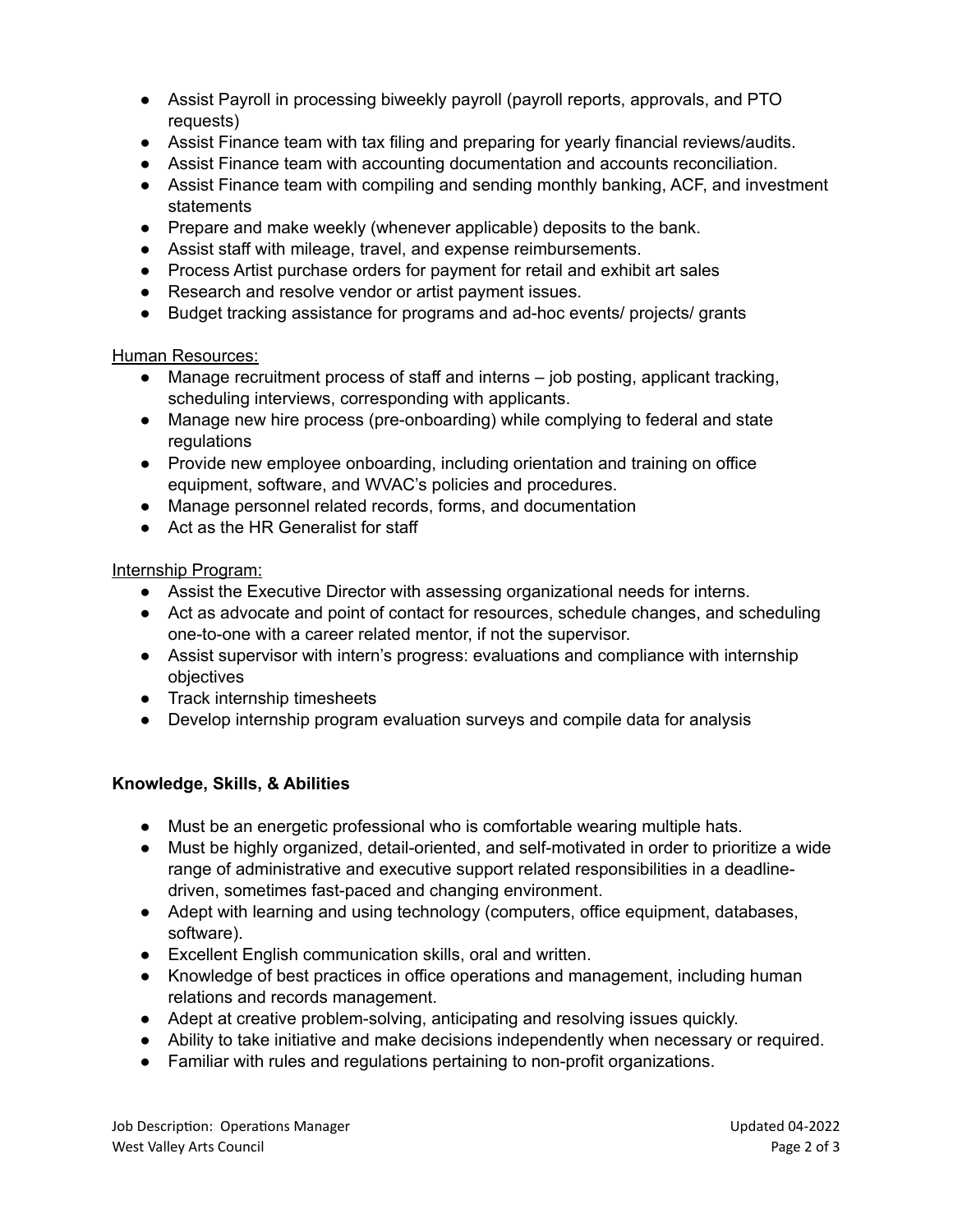- Assist Payroll in processing biweekly payroll (payroll reports, approvals, and PTO requests)
- Assist Finance team with tax filing and preparing for yearly financial reviews/audits.
- Assist Finance team with accounting documentation and accounts reconciliation.
- Assist Finance team with compiling and sending monthly banking, ACF, and investment statements
- Prepare and make weekly (whenever applicable) deposits to the bank.
- Assist staff with mileage, travel, and expense reimbursements.
- Process Artist purchase orders for payment for retail and exhibit art sales
- Research and resolve vendor or artist payment issues.
- Budget tracking assistance for programs and ad-hoc events/ projects/ grants

<u>Human Resources:</u>

- Manage recruitment process of staff and interns – job posting, applicant tracking, scheduling interviews, corresponding with applicants.
- Manage new hire process (pre-onboarding) while complying to federal and state regulations
- Provide new employee onboarding, including orientation and training on office equipment, software, and WVAC's policies and procedures.
- Manage personnel related records, forms, and documentation
- Act as the HR Generalist for staff

<u>Internship Program:</u>

- Assist the Executive Director with assessing organizational needs for interns.
- Act as advocate and point of contact for resources, schedule changes, and scheduling one-to-one with a career related mentor, if not the supervisor.
- Assist supervisor with intern's progress: evaluations and compliance with internship objectives
- Track internship timesheets
- Develop internship program evaluation surveys and compile data for analysis

**Knowledge, Skills, & Abilities**

- Must be an energetic professional who is comfortable wearing multiple hats.
- Must be highly organized, detail-oriented, and self-motivated in order to prioritize a wide range of administrative and executive support related responsibilities in a deadline-driven, sometimes fast-paced and changing environment.
- Adept with learning and using technology (computers, office equipment, databases, software).
- Excellent English communication skills, oral and written.
- Knowledge of best practices in office operations and management, including human relations and records management.
- Adept at creative problem-solving, anticipating and resolving issues quickly.
- Ability to take initiative and make decisions independently when necessary or required.
- Familiar with rules and regulations pertaining to non-profit organizations.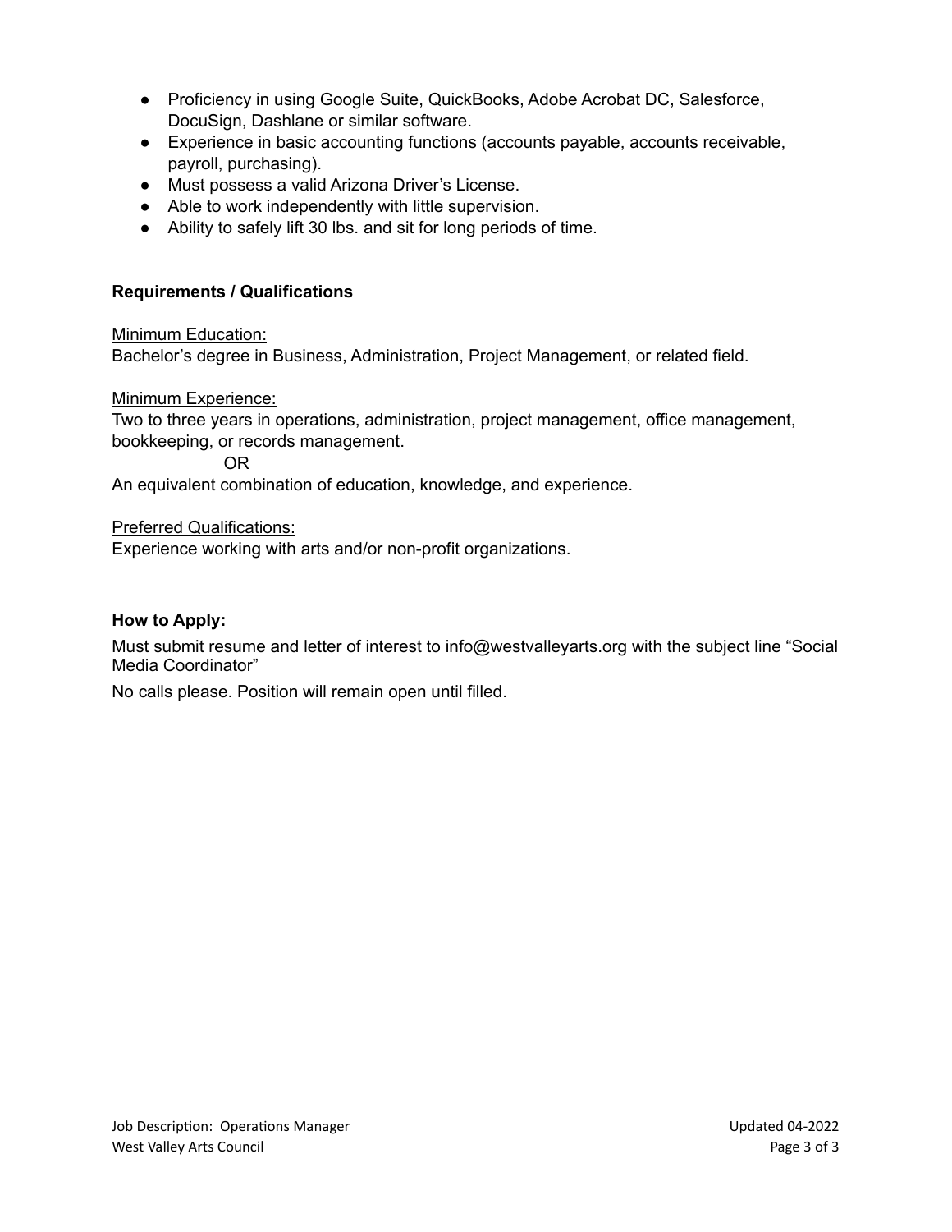- Proficiency in using Google Suite, QuickBooks, Adobe Acrobat DC, Salesforce, DocuSign, Dashlane or similar software.
- Experience in basic accounting functions (accounts payable, accounts receivable, payroll, purchasing).
- Must possess a valid Arizona Driver's License.
- Able to work independently with little supervision.
- Ability to safely lift 30 lbs. and sit for long periods of time.

**Requirements / Qualifications**

<u>Minimum Education:</u>
Bachelor's degree in Business, Administration, Project Management, or related field.

<u>Minimum Experience:</u>
Two to three years in operations, administration, project management, office management, bookkeeping, or records management.

OR

An equivalent combination of education, knowledge, and experience.

<u>Preferred Qualifications:</u>
Experience working with arts and/or non-profit organizations.

**How to Apply:**

Must submit resume and letter of interest to info@westvalleyarts.org with the subject line "Social Media Coordinator"

No calls please. Position will remain open until filled.